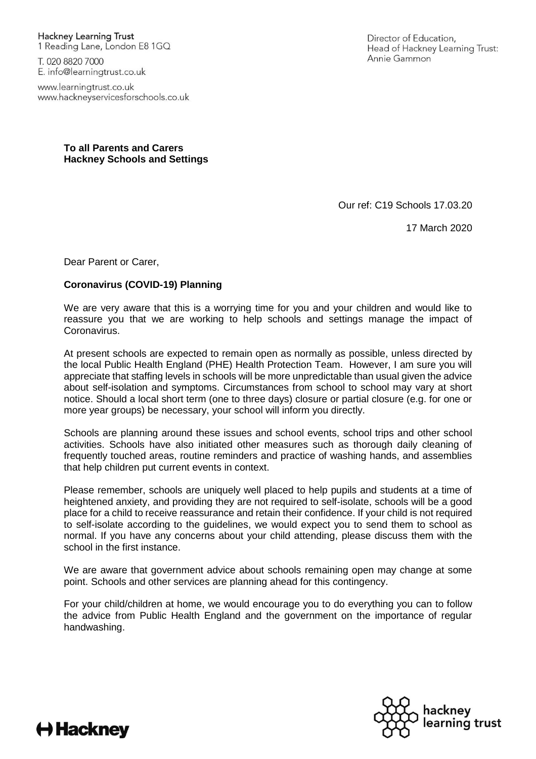Hackney Learning Trust
1 Reading Lane, London E8 1GQ

T. 020 8820 7000
E. info@learningtrust.co.uk

www.learningtrust.co.uk
www.hackneyservicesforschools.co.uk

Director of Education,
Head of Hackney Learning Trust:
Annie Gammon

**To all Parents and Carers**
**Hackney Schools and Settings**

Our ref: C19 Schools 17.03.20

17 March 2020

Dear Parent or Carer,

**Coronavirus (COVID-19) Planning**

We are very aware that this is a worrying time for you and your children and would like to reassure you that we are working to help schools and settings manage the impact of Coronavirus.

At present schools are expected to remain open as normally as possible, unless directed by the local Public Health England (PHE) Health Protection Team. However, I am sure you will appreciate that staffing levels in schools will be more unpredictable than usual given the advice about self-isolation and symptoms. Circumstances from school to school may vary at short notice. Should a local short term (one to three days) closure or partial closure (e.g. for one or more year groups) be necessary, your school will inform you directly.

Schools are planning around these issues and school events, school trips and other school activities. Schools have also initiated other measures such as thorough daily cleaning of frequently touched areas, routine reminders and practice of washing hands, and assemblies that help children put current events in context.

Please remember, schools are uniquely well placed to help pupils and students at a time of heightened anxiety, and providing they are not required to self-isolate, schools will be a good place for a child to receive reassurance and retain their confidence. If your child is not required to self-isolate according to the guidelines, we would expect you to send them to school as normal. If you have any concerns about your child attending, please discuss them with the school in the first instance.

We are aware that government advice about schools remaining open may change at some point. Schools and other services are planning ahead for this contingency.

For your child/children at home, we would encourage you to do everything you can to follow the advice from Public Health England and the government on the importance of regular handwashing.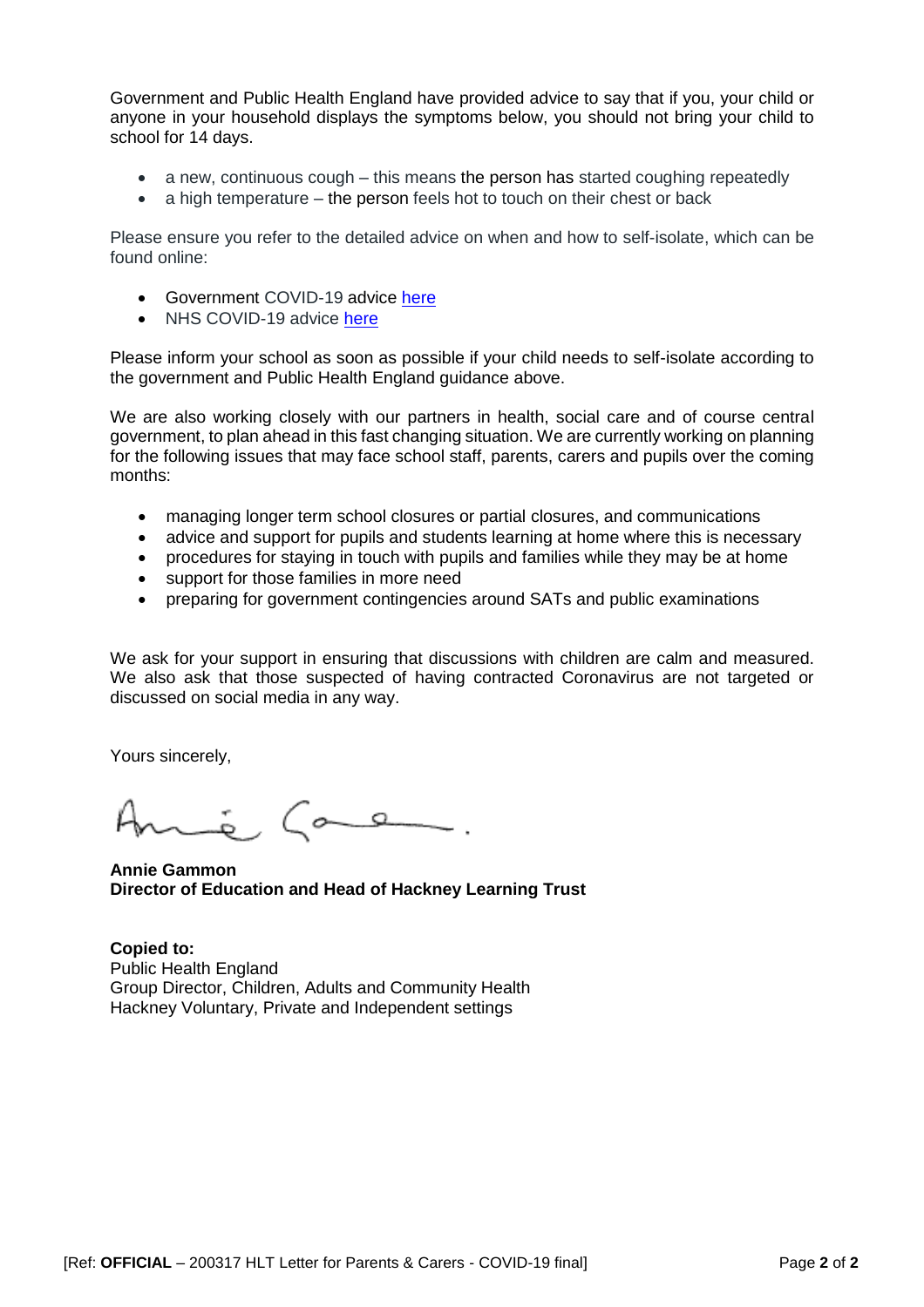Government and Public Health England have provided advice to say that if you, your child or anyone in your household displays the symptoms below, you should not bring your child to school for 14 days.

- a new, continuous cough – this means the person has started coughing repeatedly
- a high temperature – the person feels hot to touch on their chest or back

Please ensure you refer to the detailed advice on when and how to self-isolate, which can be found online:

- Government COVID-19 advice here
- NHS COVID-19 advice here

Please inform your school as soon as possible if your child needs to self-isolate according to the government and Public Health England guidance above.

We are also working closely with our partners in health, social care and of course central government, to plan ahead in this fast changing situation. We are currently working on planning for the following issues that may face school staff, parents, carers and pupils over the coming months:

- managing longer term school closures or partial closures, and communications
- advice and support for pupils and students learning at home where this is necessary
- procedures for staying in touch with pupils and families while they may be at home
- support for those families in more need
- preparing for government contingencies around SATs and public examinations

We ask for your support in ensuring that discussions with children are calm and measured. We also ask that those suspected of having contracted Coronavirus are not targeted or discussed on social media in any way.

Yours sincerely,

**Annie Gammon**
**Director of Education and Head of Hackney Learning Trust**

**Copied to:**
Public Health England
Group Director, Children, Adults and Community Health
Hackney Voluntary, Private and Independent settings

[Ref: **OFFICIAL** – 200317 HLT Letter for Parents & Carers - COVID-19 final]